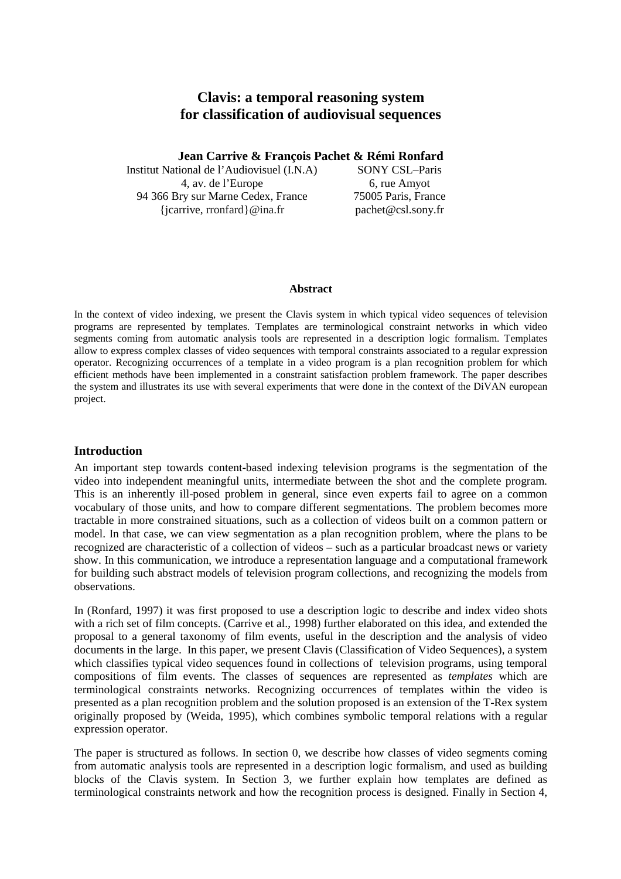# Clavis: a temporal reasoning system for classification of audiovisual sequences

**Jean Carrive & François Pachet & Rémi Ronfard**

Institut National de l'Audiovisuel (I.N.A)
4, av. de l'Europe
94 366 Bry sur Marne Cedex, France
{jcarrive, rronfard}@ina.fr

SONY CSL–Paris
6, rue Amyot
75005 Paris, France
pachet@csl.sony.fr

### Abstract

In the context of video indexing, we present the Clavis system in which typical video sequences of television programs are represented by templates. Templates are terminological constraint networks in which video segments coming from automatic analysis tools are represented in a description logic formalism. Templates allow to express complex classes of video sequences with temporal constraints associated to a regular expression operator. Recognizing occurrences of a template in a video program is a plan recognition problem for which efficient methods have been implemented in a constraint satisfaction problem framework. The paper describes the system and illustrates its use with several experiments that were done in the context of the DiVAN european project.

## Introduction

An important step towards content-based indexing television programs is the segmentation of the video into independent meaningful units, intermediate between the shot and the complete program. This is an inherently ill-posed problem in general, since even experts fail to agree on a common vocabulary of those units, and how to compare different segmentations. The problem becomes more tractable in more constrained situations, such as a collection of videos built on a common pattern or model. In that case, we can view segmentation as a plan recognition problem, where the plans to be recognized are characteristic of a collection of videos – such as a particular broadcast news or variety show. In this communication, we introduce a representation language and a computational framework for building such abstract models of television program collections, and recognizing the models from observations.

In (Ronfard, 1997) it was first proposed to use a description logic to describe and index video shots with a rich set of film concepts. (Carrive et al., 1998) further elaborated on this idea, and extended the proposal to a general taxonomy of film events, useful in the description and the analysis of video documents in the large. In this paper, we present Clavis (Classification of Video Sequences), a system which classifies typical video sequences found in collections of television programs, using temporal compositions of film events. The classes of sequences are represented as *templates* which are terminological constraints networks. Recognizing occurrences of templates within the video is presented as a plan recognition problem and the solution proposed is an extension of the T-Rex system originally proposed by (Weida, 1995), which combines symbolic temporal relations with a regular expression operator.

The paper is structured as follows. In section 0, we describe how classes of video segments coming from automatic analysis tools are represented in a description logic formalism, and used as building blocks of the Clavis system. In Section 3, we further explain how templates are defined as terminological constraints network and how the recognition process is designed. Finally in Section 4,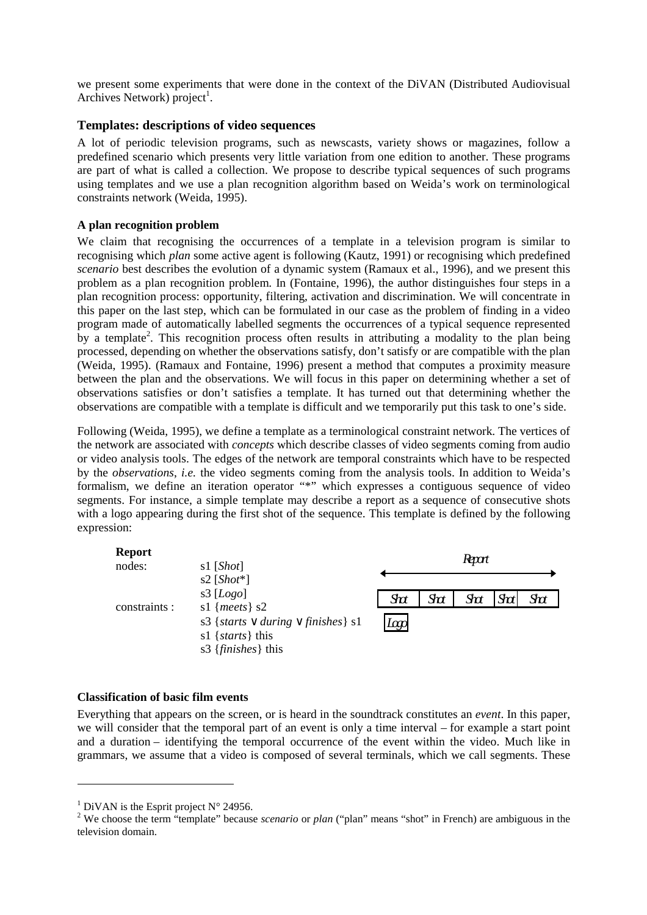we present some experiments that were done in the context of the DiVAN (Distributed Audiovisual Archives Network) project[1].

## Templates: descriptions of video sequences

A lot of periodic television programs, such as newscasts, variety shows or magazines, follow a predefined scenario which presents very little variation from one edition to another. These programs are part of what is called a collection. We propose to describe typical sequences of such programs using templates and we use a plan recognition algorithm based on Weida's work on terminological constraints network (Weida, 1995).

### A plan recognition problem

We claim that recognising the occurrences of a template in a television program is similar to recognising which *plan* some active agent is following (Kautz, 1991) or recognising which predefined *scenario* best describes the evolution of a dynamic system (Ramaux et al., 1996), and we present this problem as a plan recognition problem. In (Fontaine, 1996), the author distinguishes four steps in a plan recognition process: opportunity, filtering, activation and discrimination. We will concentrate in this paper on the last step, which can be formulated in our case as the problem of finding in a video program made of automatically labelled segments the occurrences of a typical sequence represented by a template[2]. This recognition process often results in attributing a modality to the plan being processed, depending on whether the observations satisfy, don't satisfy or are compatible with the plan (Weida, 1995). (Ramaux and Fontaine, 1996) present a method that computes a proximity measure between the plan and the observations. We will focus in this paper on determining whether a set of observations satisfies or don't satisfies a template. It has turned out that determining whether the observations are compatible with a template is difficult and we temporarily put this task to one's side.

Following (Weida, 1995), we define a template as a terminological constraint network. The vertices of the network are associated with *concepts* which describe classes of video segments coming from audio or video analysis tools. The edges of the network are temporal constraints which have to be respected by the *observations*, *i.e.* the video segments coming from the analysis tools. In addition to Weida's formalism, we define an iteration operator "*" which expresses a contiguous sequence of video segments. For instance, a simple template may describe a report as a sequence of consecutive shots with a logo appearing during the first shot of the sequence. This template is defined by the following expression:

**Report**

nodes:
- s1 [*Shot*]
- s2 [*Shot**]
- s3 [*Logo*]

constraints :
- s1 {*meets*} s2
- s3 {*starts* ∨ *during* ∨ *finishes*} s1
- s1 {*starts*} this
- s3 {*finishes*} this

Report
Shot | Shot | Shot | Shot | Shot
Logo

### Classification of basic film events

Everything that appears on the screen, or is heard in the soundtrack constitutes an *event*. In this paper, we will consider that the temporal part of an event is only a time interval – for example a start point and a duration – identifying the temporal occurrence of the event within the video. Much like in grammars, we assume that a video is composed of several terminals, which we call segments. These

---

[1] DiVAN is the Esprit project N° 24956.

[2] We choose the term "template" because *scenario* or *plan* ("plan" means "shot" in French) are ambiguous in the television domain.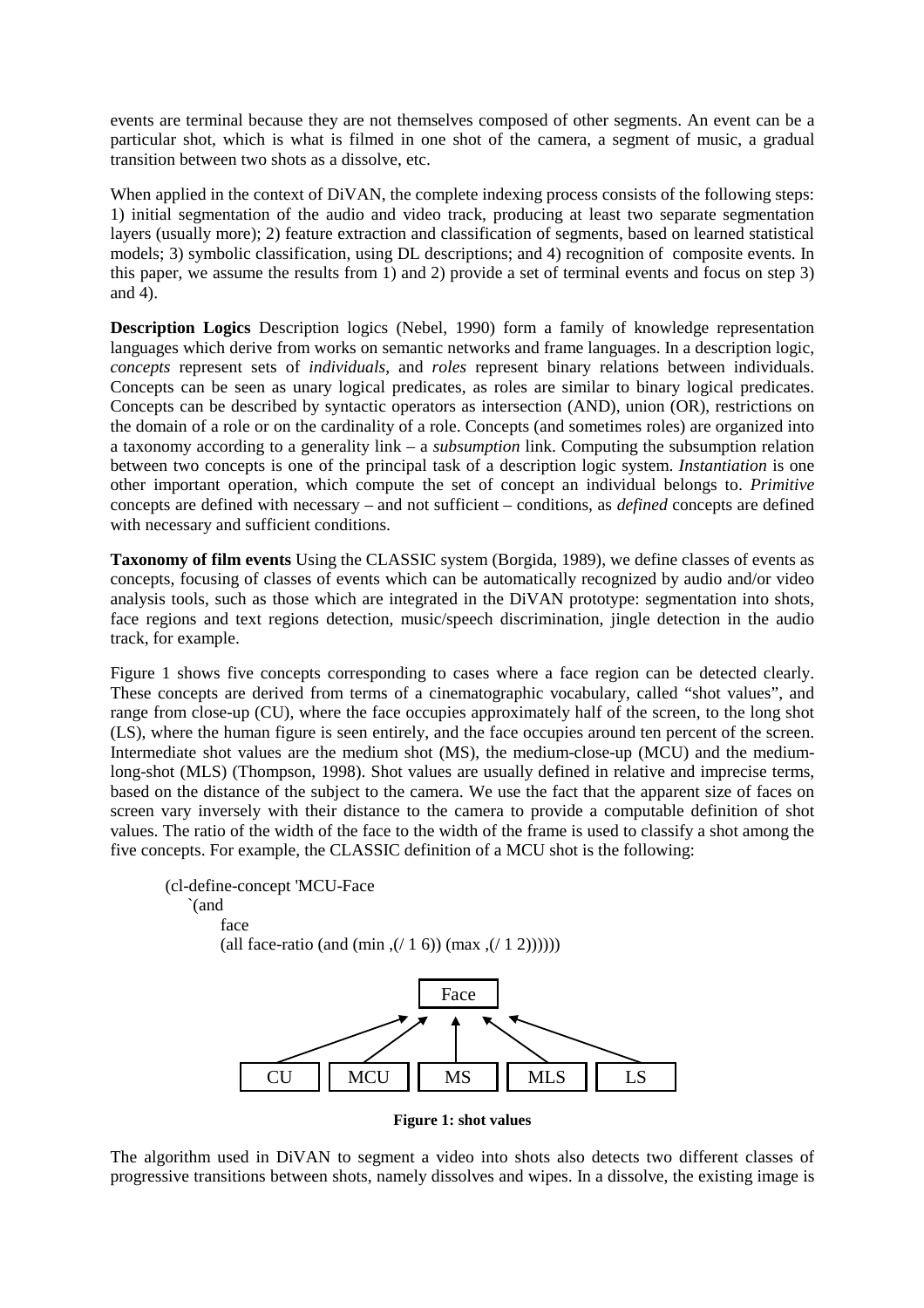events are terminal because they are not themselves composed of other segments. An event can be a particular shot, which is what is filmed in one shot of the camera, a segment of music, a gradual transition between two shots as a dissolve, etc.

When applied in the context of DiVAN, the complete indexing process consists of the following steps: 1) initial segmentation of the audio and video track, producing at least two separate segmentation layers (usually more); 2) feature extraction and classification of segments, based on learned statistical models; 3) symbolic classification, using DL descriptions; and 4) recognition of composite events. In this paper, we assume the results from 1) and 2) provide a set of terminal events and focus on step 3) and 4).

**Description Logics** Description logics (Nebel, 1990) form a family of knowledge representation languages which derive from works on semantic networks and frame languages. In a description logic, *concepts* represent sets of *individuals*, and *roles* represent binary relations between individuals. Concepts can be seen as unary logical predicates, as roles are similar to binary logical predicates. Concepts can be described by syntactic operators as intersection (AND), union (OR), restrictions on the domain of a role or on the cardinality of a role. Concepts (and sometimes roles) are organized into a taxonomy according to a generality link – a *subsumption* link. Computing the subsumption relation between two concepts is one of the principal task of a description logic system. *Instantiation* is one other important operation, which compute the set of concept an individual belongs to. *Primitive* concepts are defined with necessary – and not sufficient – conditions, as *defined* concepts are defined with necessary and sufficient conditions.

**Taxonomy of film events** Using the CLASSIC system (Borgida, 1989), we define classes of events as concepts, focusing of classes of events which can be automatically recognized by audio and/or video analysis tools, such as those which are integrated in the DiVAN prototype: segmentation into shots, face regions and text regions detection, music/speech discrimination, jingle detection in the audio track, for example.

Figure 1 shows five concepts corresponding to cases where a face region can be detected clearly. These concepts are derived from terms of a cinematographic vocabulary, called "shot values", and range from close-up (CU), where the face occupies approximately half of the screen, to the long shot (LS), where the human figure is seen entirely, and the face occupies around ten percent of the screen. Intermediate shot values are the medium shot (MS), the medium-close-up (MCU) and the medium-long-shot (MLS) (Thompson, 1998). Shot values are usually defined in relative and imprecise terms, based on the distance of the subject to the camera. We use the fact that the apparent size of faces on screen vary inversely with their distance to the camera to provide a computable definition of shot values. The ratio of the width of the face to the width of the frame is used to classify a shot among the five concepts. For example, the CLASSIC definition of a MCU shot is the following:

```
(cl-define-concept 'MCU-Face
   `(and
       face
       (all face-ratio (and (min ,(/ 1 6)) (max ,(/ 1 2))))))
```

```
                 Face
    ↗      ↗      ↑      ↖      ↖
  CU     MCU     MS     MLS     LS
```

**Figure 1: shot values**

The algorithm used in DiVAN to segment a video into shots also detects two different classes of progressive transitions between shots, namely dissolves and wipes. In a dissolve, the existing image is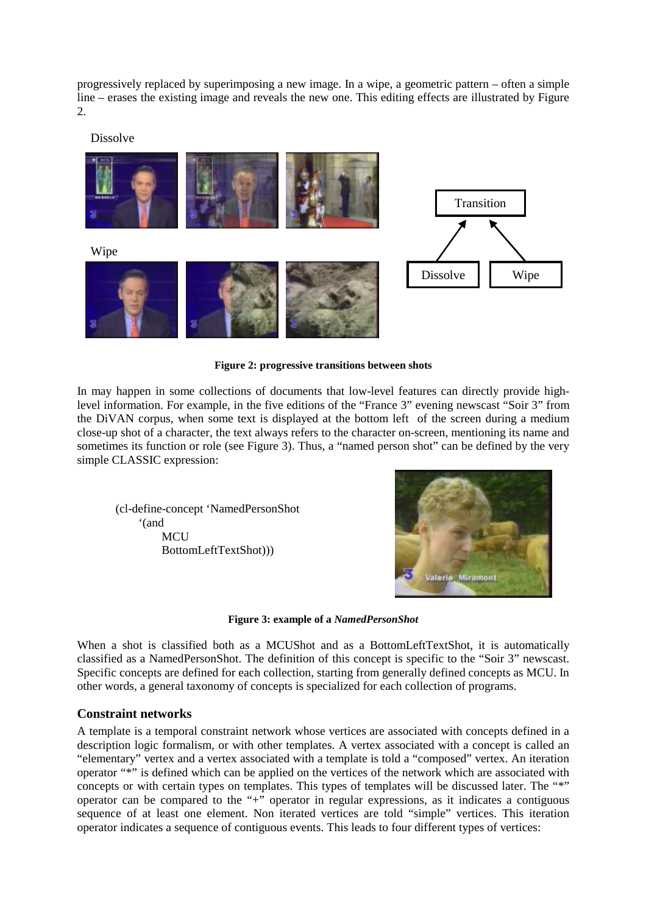progressively replaced by superimposing a new image. In a wipe, a geometric pattern – often a simple line – erases the existing image and reveals the new one. This editing effects are illustrated by Figure 2.

Dissolve

Wipe

Transition

Dissolve Wipe

**Figure 2: progressive transitions between shots**

In may happen in some collections of documents that low-level features can directly provide high-level information. For example, in the five editions of the "France 3" evening newscast "Soir 3" from the DiVAN corpus, when some text is displayed at the bottom left of the screen during a medium close-up shot of a character, the text always refers to the character on-screen, mentioning its name and sometimes its function or role (see Figure 3). Thus, a "named person shot" can be defined by the very simple CLASSIC expression:

```
(cl-define-concept 'NamedPersonShot
    '(and
        MCU
        BottomLeftTextShot)))
```

**Figure 3: example of a *NamedPersonShot***

When a shot is classified both as a MCUShot and as a BottomLeftTextShot, it is automatically classified as a NamedPersonShot. The definition of this concept is specific to the "Soir 3" newscast. Specific concepts are defined for each collection, starting from generally defined concepts as MCU. In other words, a general taxonomy of concepts is specialized for each collection of programs.

## Constraint networks

A template is a temporal constraint network whose vertices are associated with concepts defined in a description logic formalism, or with other templates. A vertex associated with a concept is called an "elementary" vertex and a vertex associated with a template is told a "composed" vertex. An iteration operator "*" is defined which can be applied on the vertices of the network which are associated with concepts or with certain types on templates. This types of templates will be discussed later. The "*" operator can be compared to the "+" operator in regular expressions, as it indicates a contiguous sequence of at least one element. Non iterated vertices are told "simple" vertices. This iteration operator indicates a sequence of contiguous events. This leads to four different types of vertices: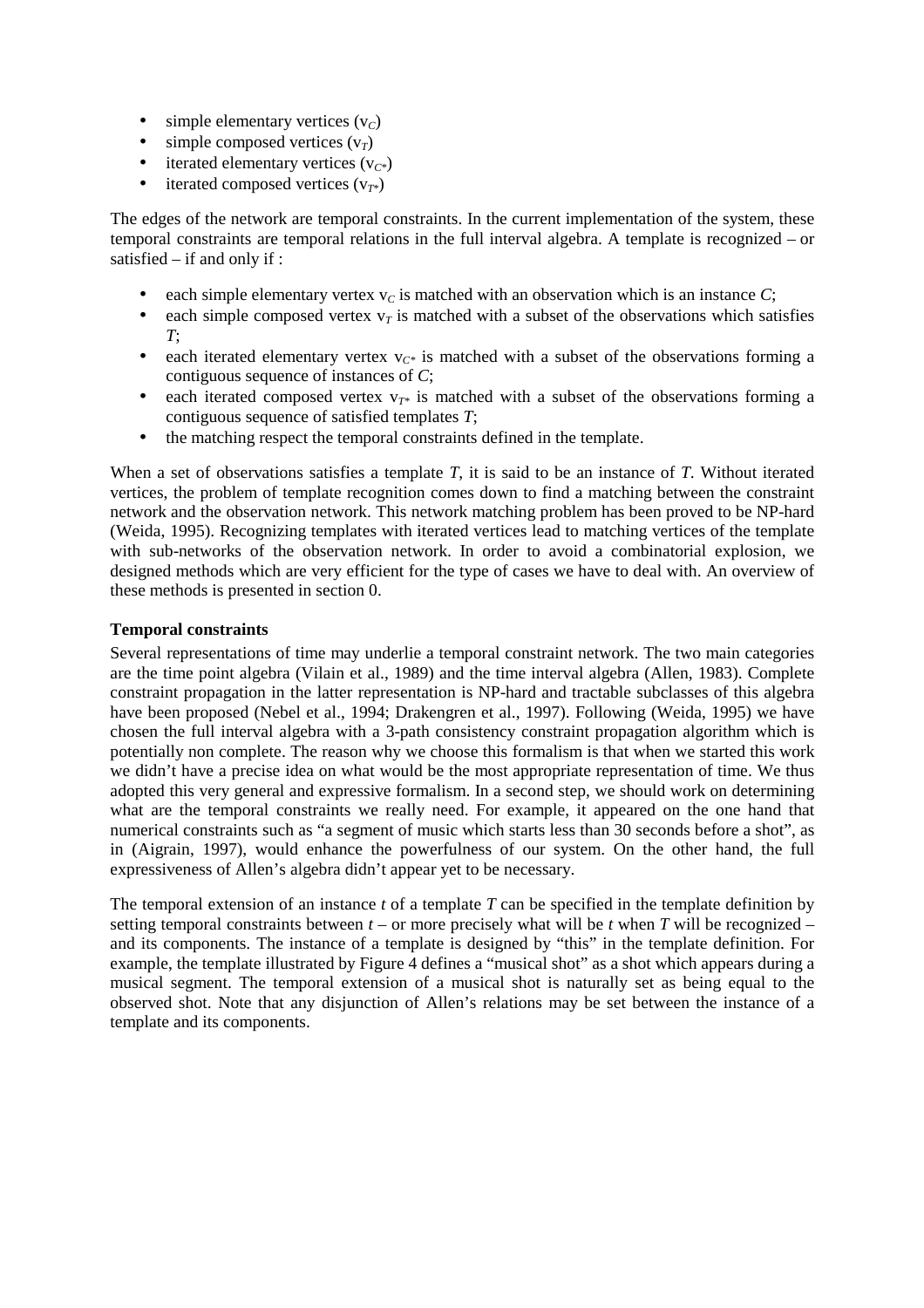- simple elementary vertices ($v_C$)
- simple composed vertices ($v_T$)
- iterated elementary vertices ($v_{C^*}$)
- iterated composed vertices ($v_{T^*}$)

The edges of the network are temporal constraints. In the current implementation of the system, these temporal constraints are temporal relations in the full interval algebra. A template is recognized – or satisfied – if and only if :

- each simple elementary vertex $v_C$ is matched with an observation which is an instance *C*;
- each simple composed vertex $v_T$ is matched with a subset of the observations which satisfies *T*;
- each iterated elementary vertex $v_{C^*}$ is matched with a subset of the observations forming a contiguous sequence of instances of *C*;
- each iterated composed vertex $v_{T^*}$ is matched with a subset of the observations forming a contiguous sequence of satisfied templates *T*;
- the matching respect the temporal constraints defined in the template.

When a set of observations satisfies a template *T*, it is said to be an instance of *T*. Without iterated vertices, the problem of template recognition comes down to find a matching between the constraint network and the observation network. This network matching problem has been proved to be NP-hard (Weida, 1995). Recognizing templates with iterated vertices lead to matching vertices of the template with sub-networks of the observation network. In order to avoid a combinatorial explosion, we designed methods which are very efficient for the type of cases we have to deal with. An overview of these methods is presented in section 0.

**Temporal constraints**

Several representations of time may underlie a temporal constraint network. The two main categories are the time point algebra (Vilain et al., 1989) and the time interval algebra (Allen, 1983). Complete constraint propagation in the latter representation is NP-hard and tractable subclasses of this algebra have been proposed (Nebel et al., 1994; Drakengren et al., 1997). Following (Weida, 1995) we have chosen the full interval algebra with a 3-path consistency constraint propagation algorithm which is potentially non complete. The reason why we choose this formalism is that when we started this work we didn't have a precise idea on what would be the most appropriate representation of time. We thus adopted this very general and expressive formalism. In a second step, we should work on determining what are the temporal constraints we really need. For example, it appeared on the one hand that numerical constraints such as "a segment of music which starts less than 30 seconds before a shot", as in (Aigrain, 1997), would enhance the powerfulness of our system. On the other hand, the full expressiveness of Allen's algebra didn't appear yet to be necessary.

The temporal extension of an instance *t* of a template *T* can be specified in the template definition by setting temporal constraints between *t* – or more precisely what will be *t* when *T* will be recognized – and its components. The instance of a template is designed by "this" in the template definition. For example, the template illustrated by Figure 4 defines a "musical shot" as a shot which appears during a musical segment. The temporal extension of a musical shot is naturally set as being equal to the observed shot. Note that any disjunction of Allen's relations may be set between the instance of a template and its components.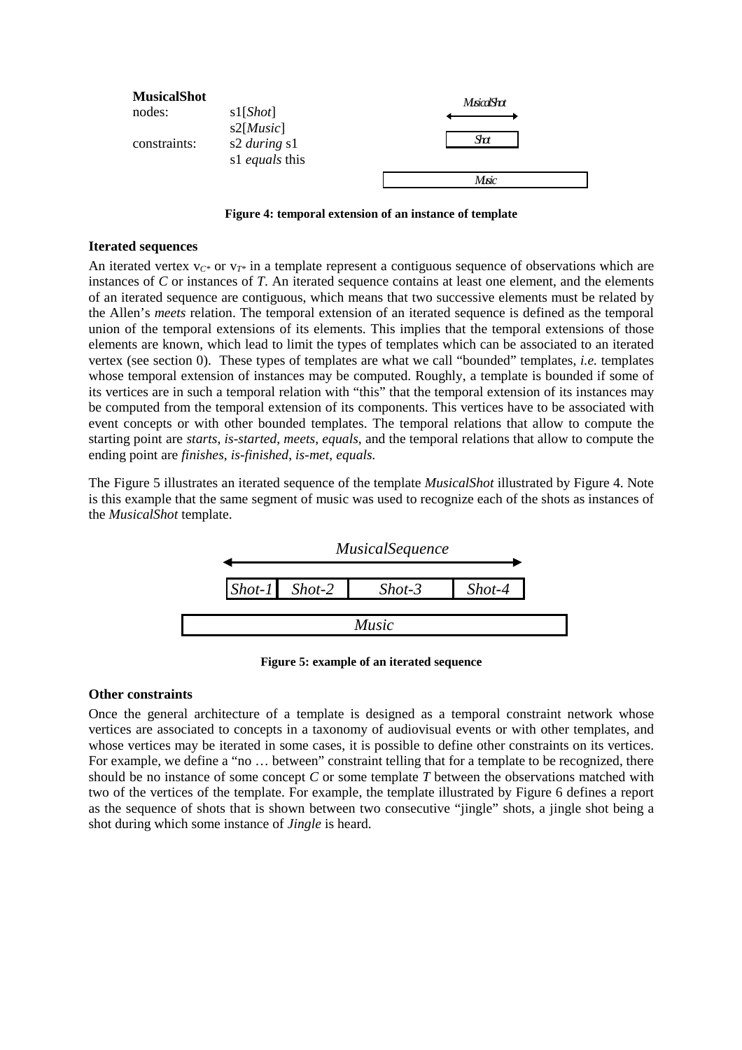**MusicalShot**

nodes: s1[*Shot*]
s2[*Music*]

constraints: s2 *during* s1
s1 *equals* this

MusicalShot

Shot

Music

**Figure 4: temporal extension of an instance of template**

### Iterated sequences

An iterated vertex $v_{C*}$ or $v_{T*}$ in a template represent a contiguous sequence of observations which are instances of *C* or instances of *T*. An iterated sequence contains at least one element, and the elements of an iterated sequence are contiguous, which means that two successive elements must be related by the Allen's *meets* relation. The temporal extension of an iterated sequence is defined as the temporal union of the temporal extensions of its elements. This implies that the temporal extensions of those elements are known, which lead to limit the types of templates which can be associated to an iterated vertex (see section 0). These types of templates are what we call "bounded" templates, *i.e.* templates whose temporal extension of instances may be computed. Roughly, a template is bounded if some of its vertices are in such a temporal relation with "this" that the temporal extension of its instances may be computed from the temporal extension of its components. This vertices have to be associated with event concepts or with other bounded templates. The temporal relations that allow to compute the starting point are *starts*, *is-started*, *meets*, *equals*, and the temporal relations that allow to compute the ending point are *finishes*, *is-finished*, *is-met*, *equals*.

The Figure 5 illustrates an iterated sequence of the template *MusicalShot* illustrated by Figure 4. Note is this example that the same segment of music was used to recognize each of the shots as instances of the *MusicalShot* template.

*MusicalSequence*

*Shot-1* *Shot-2* *Shot-3* *Shot-4*

*Music*

**Figure 5: example of an iterated sequence**

### Other constraints

Once the general architecture of a template is designed as a temporal constraint network whose vertices are associated to concepts in a taxonomy of audiovisual events or with other templates, and whose vertices may be iterated in some cases, it is possible to define other constraints on its vertices. For example, we define a "no … between" constraint telling that for a template to be recognized, there should be no instance of some concept *C* or some template *T* between the observations matched with two of the vertices of the template. For example, the template illustrated by Figure 6 defines a report as the sequence of shots that is shown between two consecutive "jingle" shots, a jingle shot being a shot during which some instance of *Jingle* is heard.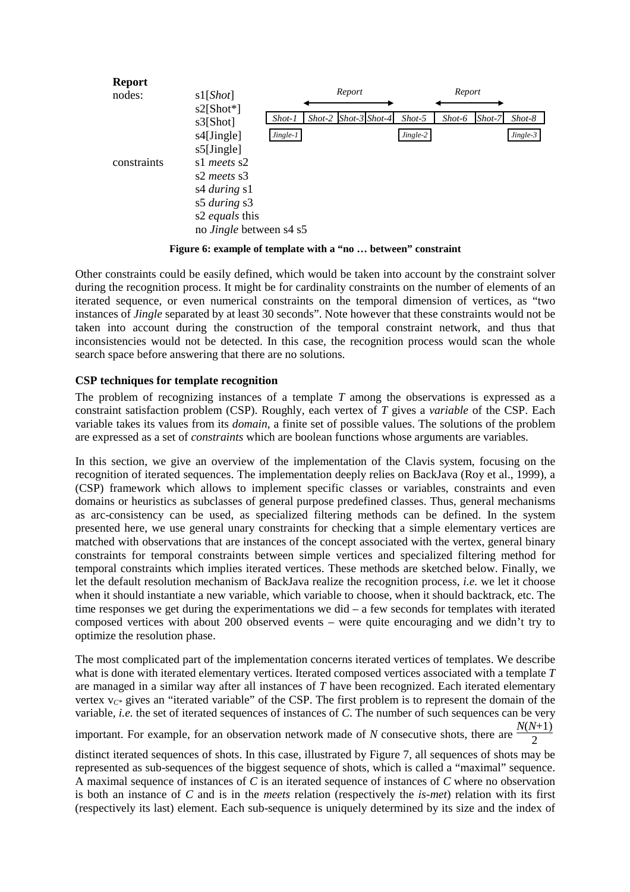**Report**

nodes: s1[*Shot*]
s2[Shot*]
s3[Shot]
s4[Jingle]
s5[Jingle]

constraints s1 *meets* s2
s2 *meets* s3
s4 *during* s1
s5 *during* s3
s2 *equals* this
no *Jingle* between s4 s5

| *Shot-1* | *Shot-2* | *Shot-3* | *Shot-4* | *Shot-5* | *Shot-6* | *Shot-7* | *Shot-8* |
|---|---|---|---|---|---|---|---|
| *Jingle-1* | | | | *Jingle-2* | | | *Jingle-3* |

(*Report* spans Shot-2 to Shot-4; *Report* spans Shot-6 to Shot-7)

**Figure 6: example of template with a "no … between" constraint**

Other constraints could be easily defined, which would be taken into account by the constraint solver during the recognition process. It might be for cardinality constraints on the number of elements of an iterated sequence, or even numerical constraints on the temporal dimension of vertices, as "two instances of *Jingle* separated by at least 30 seconds". Note however that these constraints would not be taken into account during the construction of the temporal constraint network, and thus that inconsistencies would not be detected. In this case, the recognition process would scan the whole search space before answering that there are no solutions.

### CSP techniques for template recognition

The problem of recognizing instances of a template *T* among the observations is expressed as a constraint satisfaction problem (CSP). Roughly, each vertex of *T* gives a *variable* of the CSP. Each variable takes its values from its *domain*, a finite set of possible values. The solutions of the problem are expressed as a set of *constraints* which are boolean functions whose arguments are variables.

In this section, we give an overview of the implementation of the Clavis system, focusing on the recognition of iterated sequences. The implementation deeply relies on BackJava (Roy et al., 1999), a (CSP) framework which allows to implement specific classes or variables, constraints and even domains or heuristics as subclasses of general purpose predefined classes. Thus, general mechanisms as arc-consistency can be used, as specialized filtering methods can be defined. In the system presented here, we use general unary constraints for checking that a simple elementary vertices are matched with observations that are instances of the concept associated with the vertex, general binary constraints for temporal constraints between simple vertices and specialized filtering method for temporal constraints which implies iterated vertices. These methods are sketched below. Finally, we let the default resolution mechanism of BackJava realize the recognition process, *i.e.* we let it choose when it should instantiate a new variable, which variable to choose, when it should backtrack, etc. The time responses we get during the experimentations we did – a few seconds for templates with iterated composed vertices with about 200 observed events – were quite encouraging and we didn't try to optimize the resolution phase.

The most complicated part of the implementation concerns iterated vertices of templates. We describe what is done with iterated elementary vertices. Iterated composed vertices associated with a template *T* are managed in a similar way after all instances of *T* have been recognized. Each iterated elementary vertex $v_{C^*}$ gives an "iterated variable" of the CSP. The first problem is to represent the domain of the variable, *i.e.* the set of iterated sequences of instances of *C*. The number of such sequences can be very important. For example, for an observation network made of *N* consecutive shots, there are $\frac{N(N+1)}{2}$ distinct iterated sequences of shots. In this case, illustrated by Figure 7, all sequences of shots may be represented as sub-sequences of the biggest sequence of shots, which is called a "maximal" sequence. A maximal sequence of instances of *C* is an iterated sequence of instances of *C* where no observation is both an instance of *C* and is in the *meets* relation (respectively the *is-met*) relation with its first (respectively its last) element. Each sub-sequence is uniquely determined by its size and the index of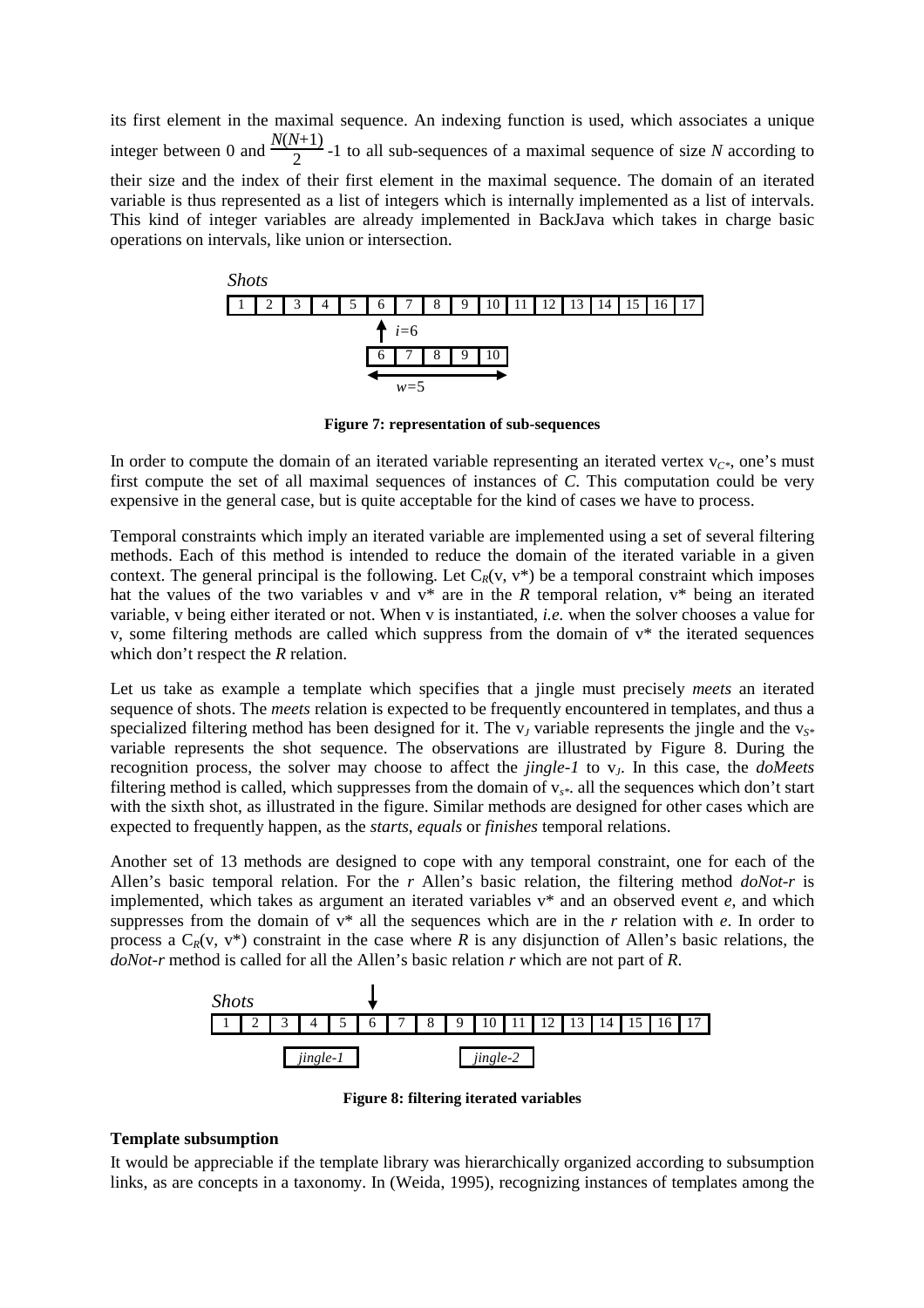its first element in the maximal sequence. An indexing function is used, which associates a unique integer between 0 and $\frac{N(N+1)}{2}$ -1 to all sub-sequences of a maximal sequence of size $N$ according to their size and the index of their first element in the maximal sequence. The domain of an iterated variable is thus represented as a list of integers which is internally implemented as a list of intervals. This kind of integer variables are already implemented in BackJava which takes in charge basic operations on intervals, like union or intersection.

*Shots*

| 1 | 2 | 3 | 4 | 5 | 6 | 7 | 8 | 9 | 10 | 11 | 12 | 13 | 14 | 15 | 16 | 17 |
|---|---|---|---|---|---|---|---|---|---|---|---|---|---|---|---|---|

$i$=6

| 6 | 7 | 8 | 9 | 10 |
|---|---|---|---|---|

$w$=5

**Figure 7: representation of sub-sequences**

In order to compute the domain of an iterated variable representing an iterated vertex $v_{C^*}$, one's must first compute the set of all maximal sequences of instances of $C$. This computation could be very expensive in the general case, but is quite acceptable for the kind of cases we have to process.

Temporal constraints which imply an iterated variable are implemented using a set of several filtering methods. Each of this method is intended to reduce the domain of the iterated variable in a given context. The general principal is the following. Let $C_R$(v, v*) be a temporal constraint which imposes hat the values of the two variables v and v* are in the $R$ temporal relation, v* being an iterated variable, v being either iterated or not. When v is instantiated, *i.e.* when the solver chooses a value for v, some filtering methods are called which suppress from the domain of v* the iterated sequences which don't respect the $R$ relation.

Let us take as example a template which specifies that a jingle must precisely *meets* an iterated sequence of shots. The *meets* relation is expected to be frequently encountered in templates, and thus a specialized filtering method has been designed for it. The $v_J$ variable represents the jingle and the $v_{S^*}$ variable represents the shot sequence. The observations are illustrated by Figure 8. During the recognition process, the solver may choose to affect the *jingle-1* to $v_J$. In this case, the *doMeets* filtering method is called, which suppresses from the domain of $v_{s^*}$ all the sequences which don't start with the sixth shot, as illustrated in the figure. Similar methods are designed for other cases which are expected to frequently happen, as the *starts*, *equals* or *finishes* temporal relations.

Another set of 13 methods are designed to cope with any temporal constraint, one for each of the Allen's basic temporal relation. For the $r$ Allen's basic relation, the filtering method *doNot-r* is implemented, which takes as argument an iterated variables v* and an observed event $e$, and which suppresses from the domain of v* all the sequences which are in the $r$ relation with $e$. In order to process a $C_R$(v, v*) constraint in the case where $R$ is any disjunction of Allen's basic relations, the *doNot-r* method is called for all the Allen's basic relation $r$ which are not part of $R$.

*Shots*

| 1 | 2 | 3 | 4 | 5 | 6 | 7 | 8 | 9 | 10 | 11 | 12 | 13 | 14 | 15 | 16 | 17 |
|---|---|---|---|---|---|---|---|---|---|---|---|---|---|---|---|---|

*jingle-1* *jingle-2*

**Figure 8: filtering iterated variables**

**Template subsumption**

It would be appreciable if the template library was hierarchically organized according to subsumption links, as are concepts in a taxonomy. In (Weida, 1995), recognizing instances of templates among the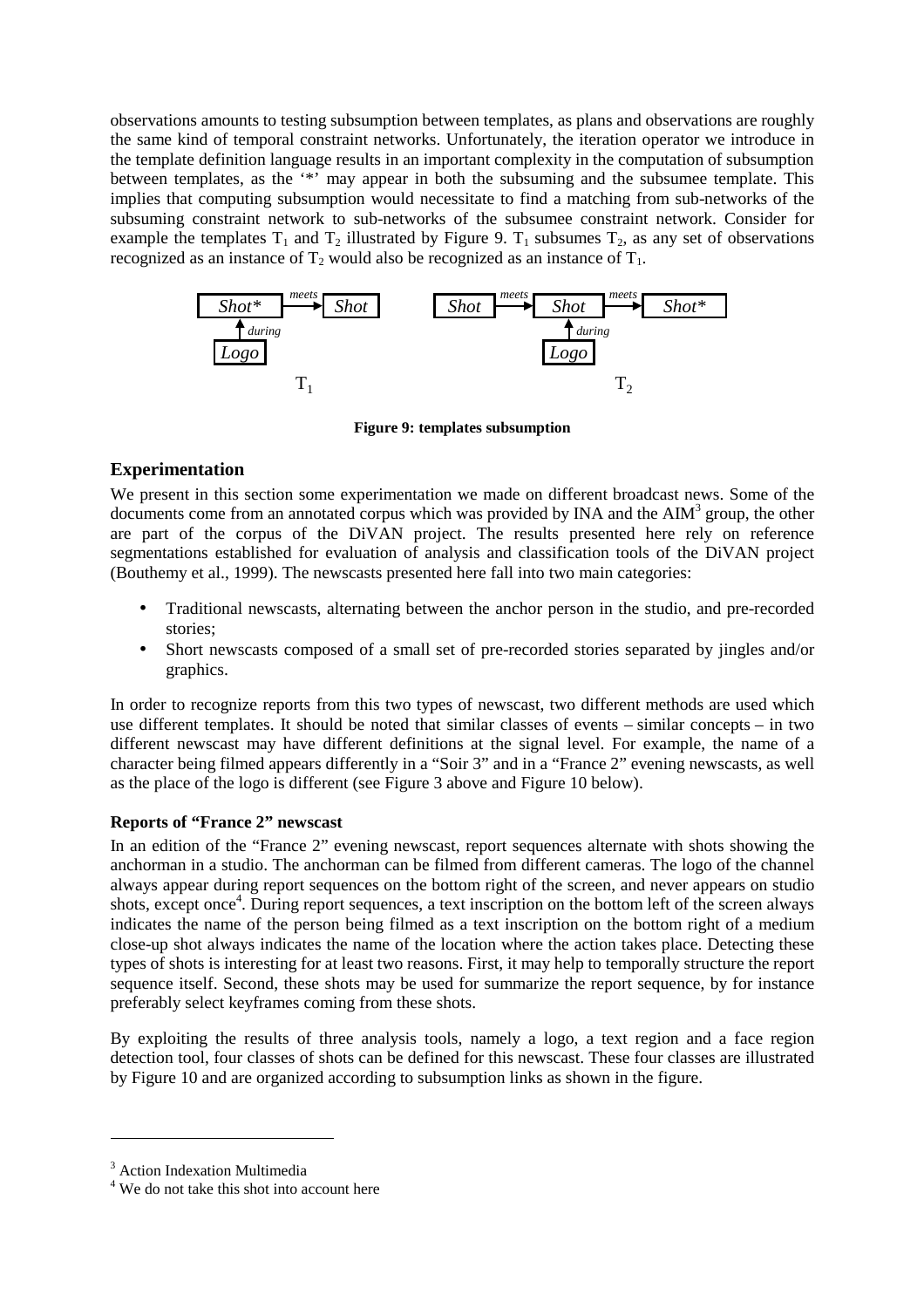observations amounts to testing subsumption between templates, as plans and observations are roughly the same kind of temporal constraint networks. Unfortunately, the iteration operator we introduce in the template definition language results in an important complexity in the computation of subsumption between templates, as the '*' may appear in both the subsuming and the subsumee template. This implies that computing subsumption would necessitate to find a matching from sub-networks of the subsuming constraint network to sub-networks of the subsumee constraint network. Consider for example the templates $T_1$ and $T_2$ illustrated by Figure 9. $T_1$ subsumes $T_2$, as any set of observations recognized as an instance of $T_2$ would also be recognized as an instance of $T_1$.

**Figure 9: templates subsumption**

## Experimentation

We present in this section some experimentation we made on different broadcast news. Some of the documents come from an annotated corpus which was provided by INA and the AIM[3] group, the other are part of the corpus of the DiVAN project. The results presented here rely on reference segmentations established for evaluation of analysis and classification tools of the DiVAN project (Bouthemy et al., 1999). The newscasts presented here fall into two main categories:

- Traditional newscasts, alternating between the anchor person in the studio, and pre-recorded stories;
- Short newscasts composed of a small set of pre-recorded stories separated by jingles and/or graphics.

In order to recognize reports from this two types of newscast, two different methods are used which use different templates. It should be noted that similar classes of events – similar concepts – in two different newscast may have different definitions at the signal level. For example, the name of a character being filmed appears differently in a "Soir 3" and in a "France 2" evening newscasts, as well as the place of the logo is different (see Figure 3 above and Figure 10 below).

### Reports of "France 2" newscast

In an edition of the "France 2" evening newscast, report sequences alternate with shots showing the anchorman in a studio. The anchorman can be filmed from different cameras. The logo of the channel always appear during report sequences on the bottom right of the screen, and never appears on studio shots, except once[4]. During report sequences, a text inscription on the bottom left of the screen always indicates the name of the person being filmed as a text inscription on the bottom right of a medium close-up shot always indicates the name of the location where the action takes place. Detecting these types of shots is interesting for at least two reasons. First, it may help to temporally structure the report sequence itself. Second, these shots may be used for summarize the report sequence, by for instance preferably select keyframes coming from these shots.

By exploiting the results of three analysis tools, namely a logo, a text region and a face region detection tool, four classes of shots can be defined for this newscast. These four classes are illustrated by Figure 10 and are organized according to subsumption links as shown in the figure.

---

[3] Action Indexation Multimedia

[4] We do not take this shot into account here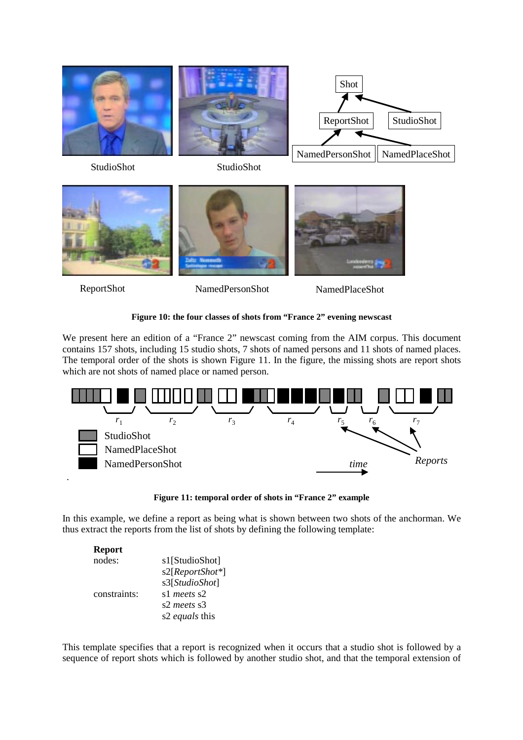**Figure 10: the four classes of shots from “France 2” evening newscast**

We present here an edition of a “France 2” newscast coming from the AIM corpus. This document contains 157 shots, including 15 studio shots, 7 shots of named persons and 11 shots of named places. The temporal order of the shots is shown Figure 11. In the figure, the missing shots are report shots which are not shots of named place or named person.

**Figure 11: temporal order of shots in “France 2” example**

In this example, we define a report as being what is shown between two shots of the anchorman. We thus extract the reports from the list of shots by defining the following template:

**Report**

| | |
|---|---|
| nodes: | s1[StudioShot] |
| | s2[*ReportShot**] |
| | s3[*StudioShot*] |
| constraints: | s1 *meets* s2 |
| | s2 *meets* s3 |
| | s2 *equals* this |

This template specifies that a report is recognized when it occurs that a studio shot is followed by a sequence of report shots which is followed by another studio shot, and that the temporal extension of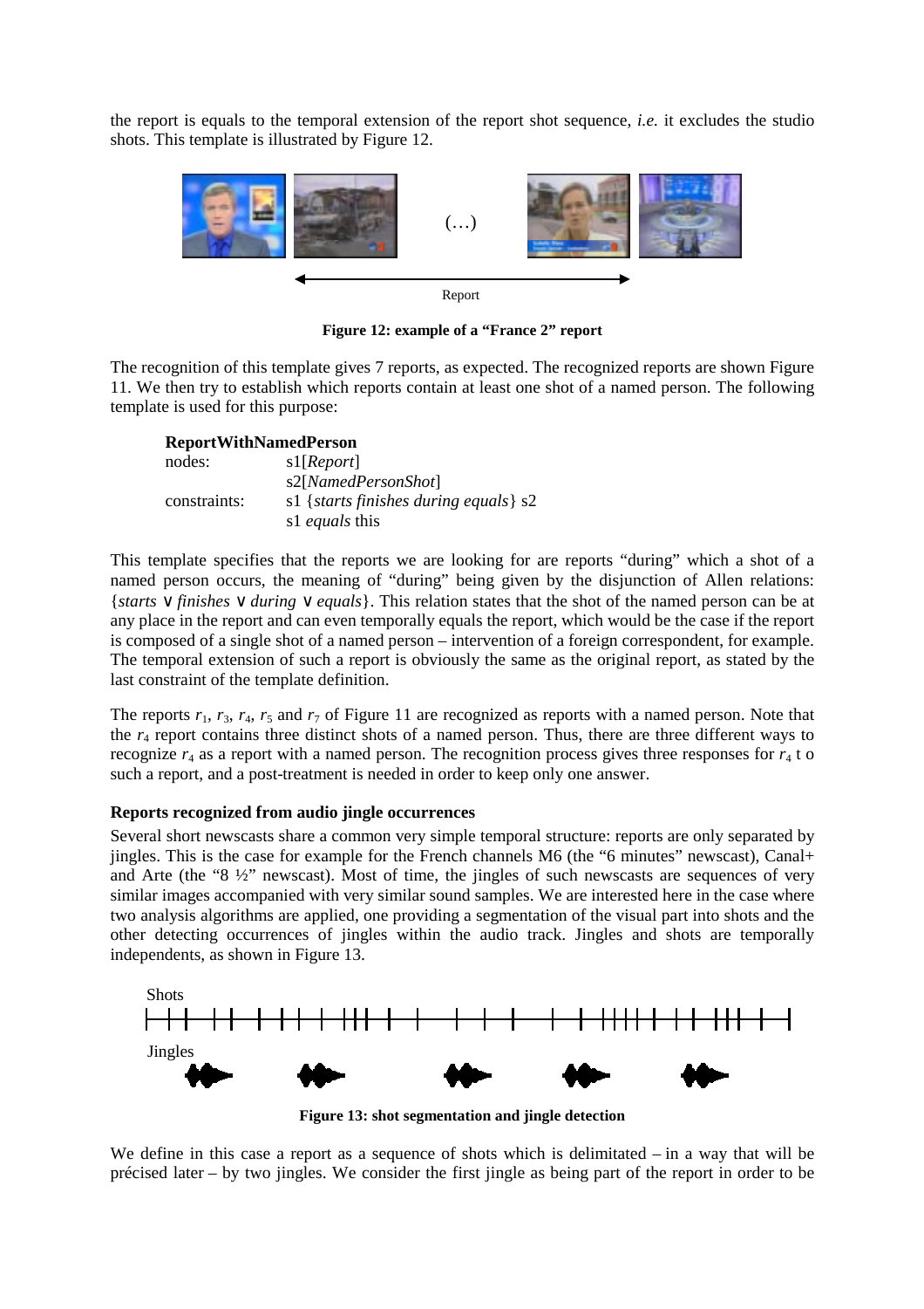the report is equals to the temporal extension of the report shot sequence, *i.e.* it excludes the studio shots. This template is illustrated by Figure 12.

(…)

Report

**Figure 12: example of a "France 2" report**

The recognition of this template gives 7 reports, as expected. The recognized reports are shown Figure 11. We then try to establish which reports contain at least one shot of a named person. The following template is used for this purpose:

**ReportWithNamedPerson**

nodes: s1[*Report*]
s2[*NamedPersonShot*]
constraints: s1 {*starts finishes during equals*} s2
s1 *equals* this

This template specifies that the reports we are looking for are reports "during" which a shot of a named person occurs, the meaning of "during" being given by the disjunction of Allen relations: {*starts* ∨ *finishes* ∨ *during* ∨ *equals*}. This relation states that the shot of the named person can be at any place in the report and can even temporally equals the report, which would be the case if the report is composed of a single shot of a named person – intervention of a foreign correspondent, for example. The temporal extension of such a report is obviously the same as the original report, as stated by the last constraint of the template definition.

The reports $r_1$, $r_3$, $r_4$, $r_5$ and $r_7$ of Figure 11 are recognized as reports with a named person. Note that the $r_4$ report contains three distinct shots of a named person. Thus, there are three different ways to recognize $r_4$ as a report with a named person. The recognition process gives three responses for $r_4$ t o such a report, and a post-treatment is needed in order to keep only one answer.

**Reports recognized from audio jingle occurrences**

Several short newscasts share a common very simple temporal structure: reports are only separated by jingles. This is the case for example for the French channels M6 (the "6 minutes" newscast), Canal+ and Arte (the "8 ½" newscast). Most of time, the jingles of such newscasts are sequences of very similar images accompanied with very similar sound samples. We are interested here in the case where two analysis algorithms are applied, one providing a segmentation of the visual part into shots and the other detecting occurrences of jingles within the audio track. Jingles and shots are temporally independents, as shown in Figure 13.

Shots

Jingles

**Figure 13: shot segmentation and jingle detection**

We define in this case a report as a sequence of shots which is delimitated – in a way that will be précised later – by two jingles. We consider the first jingle as being part of the report in order to be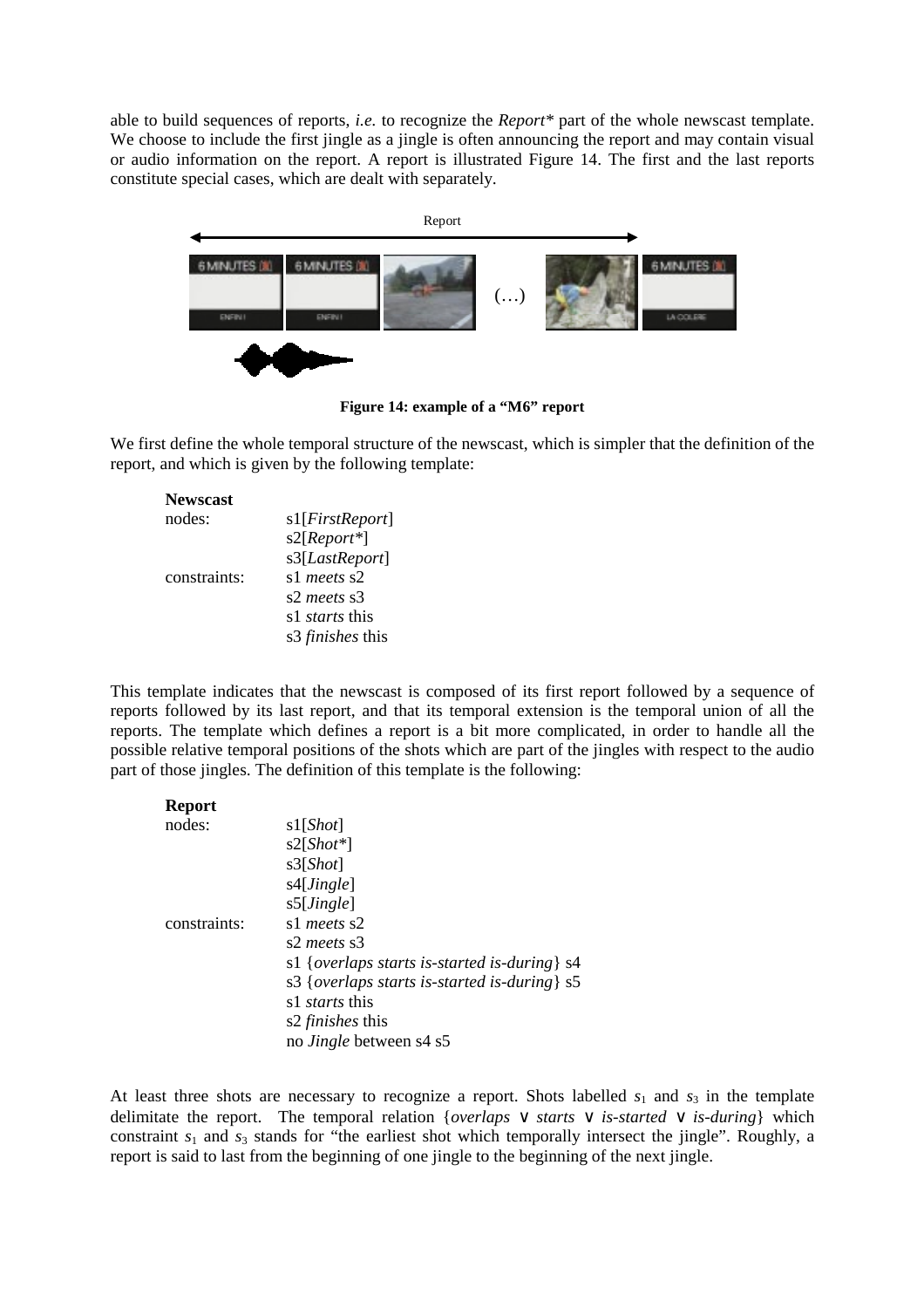able to build sequences of reports, *i.e.* to recognize the *Report** part of the whole newscast template. We choose to include the first jingle as a jingle is often announcing the report and may contain visual or audio information on the report. A report is illustrated Figure 14. The first and the last reports constitute special cases, which are dealt with separately.

**Figure 14: example of a "M6" report**

We first define the whole temporal structure of the newscast, which is simpler that the definition of the report, and which is given by the following template:

**Newscast**

| | |
|---|---|
| nodes: | s1[*FirstReport*] |
| | s2[*Report**] |
| | s3[*LastReport*] |
| constraints: | s1 *meets* s2 |
| | s2 *meets* s3 |
| | s1 *starts* this |
| | s3 *finishes* this |

This template indicates that the newscast is composed of its first report followed by a sequence of reports followed by its last report, and that its temporal extension is the temporal union of all the reports. The template which defines a report is a bit more complicated, in order to handle all the possible relative temporal positions of the shots which are part of the jingles with respect to the audio part of those jingles. The definition of this template is the following:

**Report**

| | |
|---|---|
| nodes: | s1[*Shot*] |
| | s2[*Shot**] |
| | s3[*Shot*] |
| | s4[*Jingle*] |
| | s5[*Jingle*] |
| constraints: | s1 *meets* s2 |
| | s2 *meets* s3 |
| | s1 {*overlaps starts is-started is-during*} s4 |
| | s3 {*overlaps starts is-started is-during*} s5 |
| | s1 *starts* this |
| | s2 *finishes* this |
| | no *Jingle* between s4 s5 |

At least three shots are necessary to recognize a report. Shots labelled $s_1$ and $s_3$ in the template delimitate the report. The temporal relation {*overlaps* ∨ *starts* ∨ *is-started* ∨ *is-during*} which constraint $s_1$ and $s_3$ stands for "the earliest shot which temporally intersect the jingle". Roughly, a report is said to last from the beginning of one jingle to the beginning of the next jingle.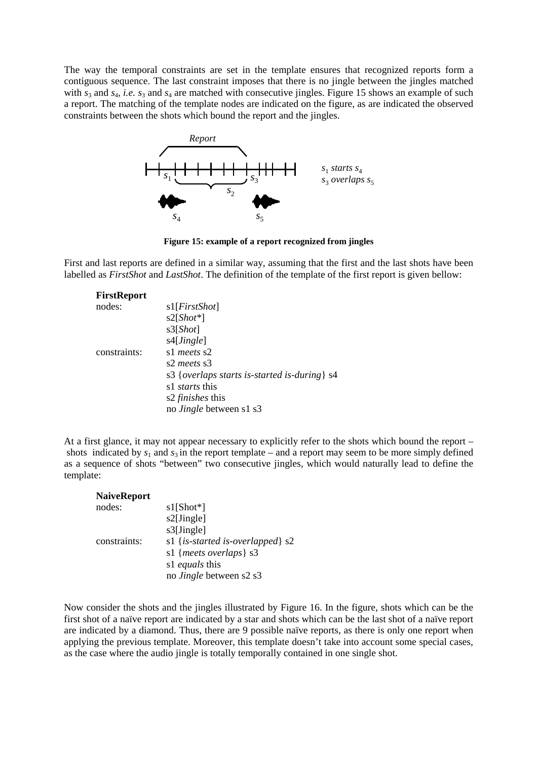The way the temporal constraints are set in the template ensures that recognized reports form a contiguous sequence. The last constraint imposes that there is no jingle between the jingles matched with $s_3$ and $s_4$, *i.e.* $s_3$ and $s_4$ are matched with consecutive jingles. Figure 15 shows an example of such a report. The matching of the template nodes are indicated on the figure, as are indicated the observed constraints between the shots which bound the report and the jingles.

$s_1$ *starts* $s_4$
$s_3$ *overlaps* $s_5$

**Figure 15: example of a report recognized from jingles**

First and last reports are defined in a similar way, assuming that the first and the last shots have been labelled as *FirstShot* and *LastShot*. The definition of the template of the first report is given bellow:

**FirstReport**

| | |
|---|---|
| nodes: | s1[*FirstShot*] |
| | s2[*Shot**] |
| | s3[*Shot*] |
| | s4[*Jingle*] |
| constraints: | s1 *meets* s2 |
| | s2 *meets* s3 |
| | s3 {*overlaps starts is-started is-during*} s4 |
| | s1 *starts* this |
| | s2 *finishes* this |
| | no *Jingle* between s1 s3 |

At a first glance, it may not appear necessary to explicitly refer to the shots which bound the report – shots indicated by $s_1$ and $s_3$ in the report template – and a report may seem to be more simply defined as a sequence of shots "between" two consecutive jingles, which would naturally lead to define the template:

**NaiveReport**

| | |
|---|---|
| nodes: | s1[Shot*] |
| | s2[Jingle] |
| | s3[Jingle] |
| constraints: | s1 {*is-started is-overlapped*} s2 |
| | s1 {*meets overlaps*} s3 |
| | s1 *equals* this |
| | no *Jingle* between s2 s3 |

Now consider the shots and the jingles illustrated by Figure 16. In the figure, shots which can be the first shot of a naïve report are indicated by a star and shots which can be the last shot of a naïve report are indicated by a diamond. Thus, there are 9 possible naïve reports, as there is only one report when applying the previous template. Moreover, this template doesn't take into account some special cases, as the case where the audio jingle is totally temporally contained in one single shot.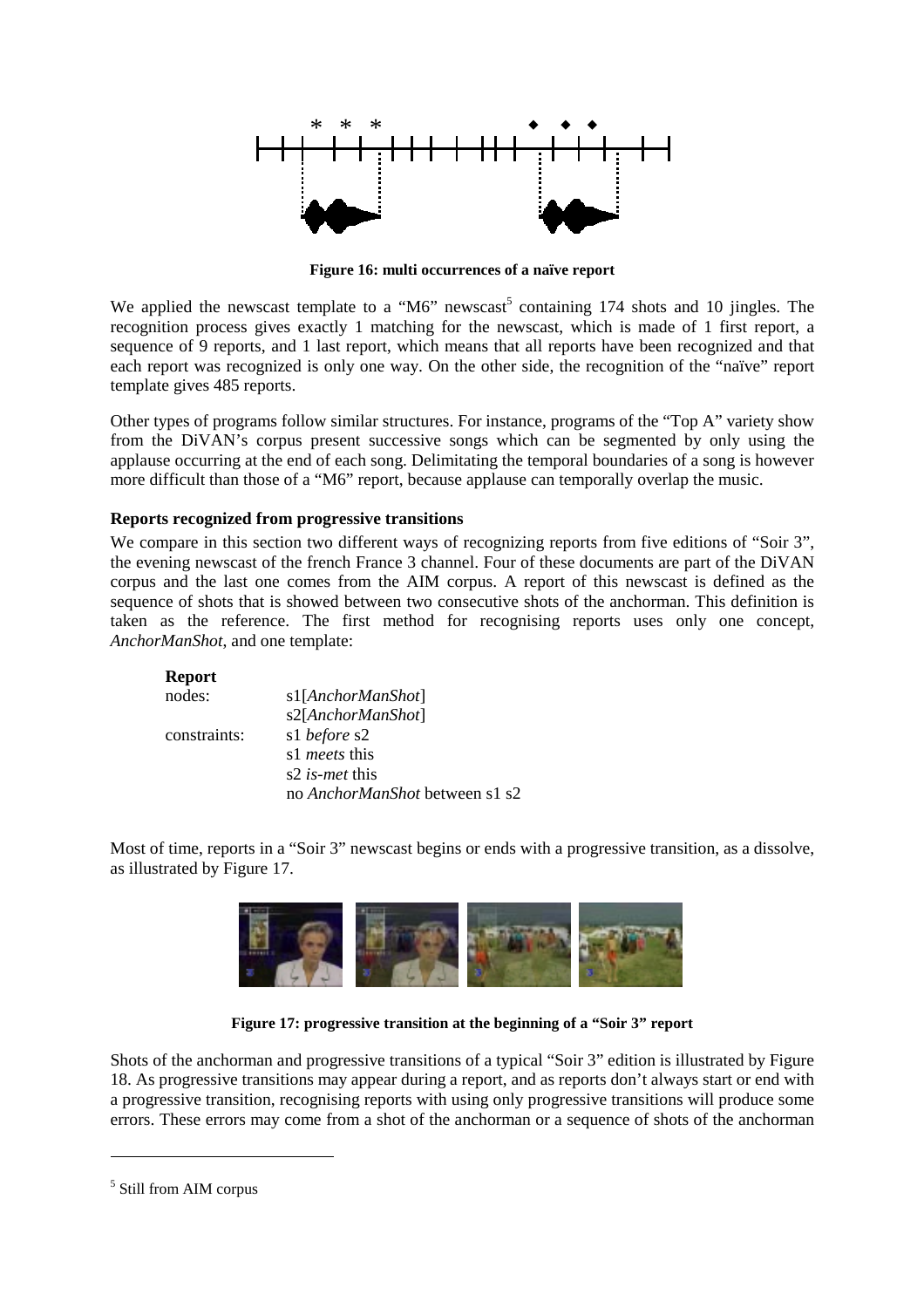**Figure 16: multi occurrences of a naïve report**

We applied the newscast template to a "M6" newscast[5] containing 174 shots and 10 jingles. The recognition process gives exactly 1 matching for the newscast, which is made of 1 first report, a sequence of 9 reports, and 1 last report, which means that all reports have been recognized and that each report was recognized is only one way. On the other side, the recognition of the "naïve" report template gives 485 reports.

Other types of programs follow similar structures. For instance, programs of the "Top A" variety show from the DiVAN's corpus present successive songs which can be segmented by only using the applause occurring at the end of each song. Delimitating the temporal boundaries of a song is however more difficult than those of a "M6" report, because applause can temporally overlap the music.

**Reports recognized from progressive transitions**

We compare in this section two different ways of recognizing reports from five editions of "Soir 3", the evening newscast of the french France 3 channel. Four of these documents are part of the DiVAN corpus and the last one comes from the AIM corpus. A report of this newscast is defined as the sequence of shots that is showed between two consecutive shots of the anchorman. This definition is taken as the reference. The first method for recognising reports uses only one concept, *AnchorManShot*, and one template:

**Report**

| | |
|---|---|
| nodes: | s1[*AnchorManShot*] |
| | s2[*AnchorManShot*] |
| constraints: | s1 *before* s2 |
| | s1 *meets* this |
| | s2 *is-met* this |
| | no *AnchorManShot* between s1 s2 |

Most of time, reports in a "Soir 3" newscast begins or ends with a progressive transition, as a dissolve, as illustrated by Figure 17.

**Figure 17: progressive transition at the beginning of a "Soir 3" report**

Shots of the anchorman and progressive transitions of a typical "Soir 3" edition is illustrated by Figure 18. As progressive transitions may appear during a report, and as reports don't always start or end with a progressive transition, recognising reports with using only progressive transitions will produce some errors. These errors may come from a shot of the anchorman or a sequence of shots of the anchorman

[5] Still from AIM corpus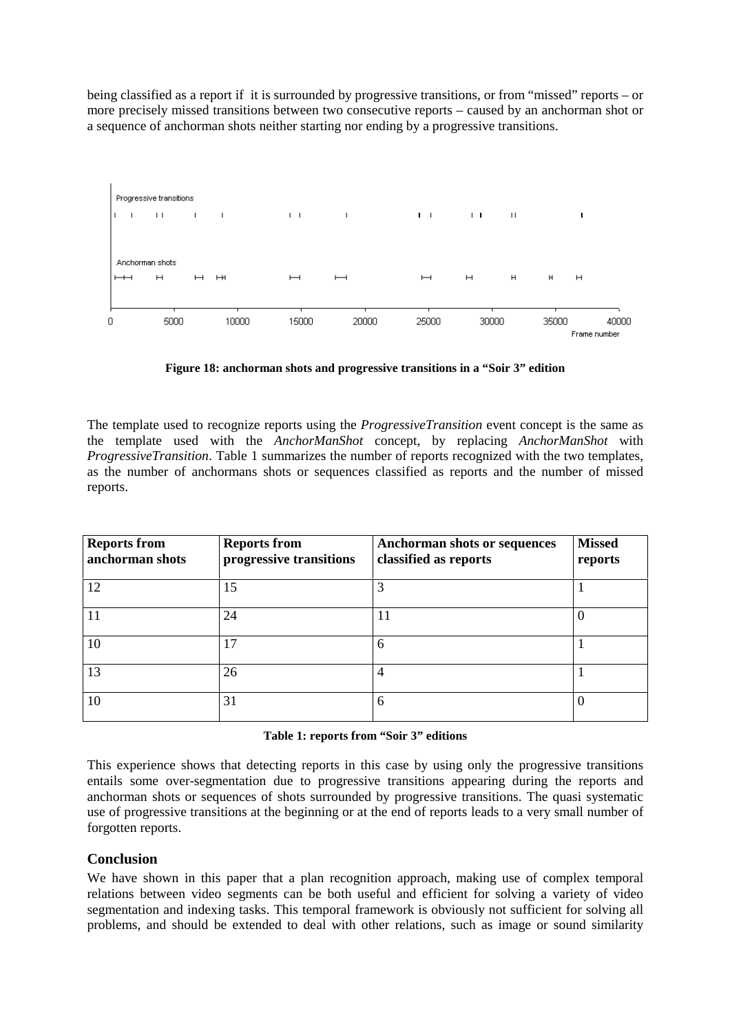being classified as a report if it is surrounded by progressive transitions, or from "missed" reports – or more precisely missed transitions between two consecutive reports – caused by an anchorman shot or a sequence of anchorman shots neither starting nor ending by a progressive transitions.

**Figure 18: anchorman shots and progressive transitions in a "Soir 3" edition**

The template used to recognize reports using the *ProgressiveTransition* event concept is the same as the template used with the *AnchorManShot* concept, by replacing *AnchorManShot* with *ProgressiveTransition*. Table 1 summarizes the number of reports recognized with the two templates, as the number of anchormans shots or sequences classified as reports and the number of missed reports.

| Reports from anchorman shots | Reports from progressive transitions | Anchorman shots or sequences classified as reports | Missed reports |
|---|---|---|---|
| 12 | 15 | 3 | 1 |
| 11 | 24 | 11 | 0 |
| 10 | 17 | 6 | 1 |
| 13 | 26 | 4 | 1 |
| 10 | 31 | 6 | 0 |

**Table 1: reports from "Soir 3" editions**

This experience shows that detecting reports in this case by using only the progressive transitions entails some over-segmentation due to progressive transitions appearing during the reports and anchorman shots or sequences of shots surrounded by progressive transitions. The quasi systematic use of progressive transitions at the beginning or at the end of reports leads to a very small number of forgotten reports.

## Conclusion

We have shown in this paper that a plan recognition approach, making use of complex temporal relations between video segments can be both useful and efficient for solving a variety of video segmentation and indexing tasks. This temporal framework is obviously not sufficient for solving all problems, and should be extended to deal with other relations, such as image or sound similarity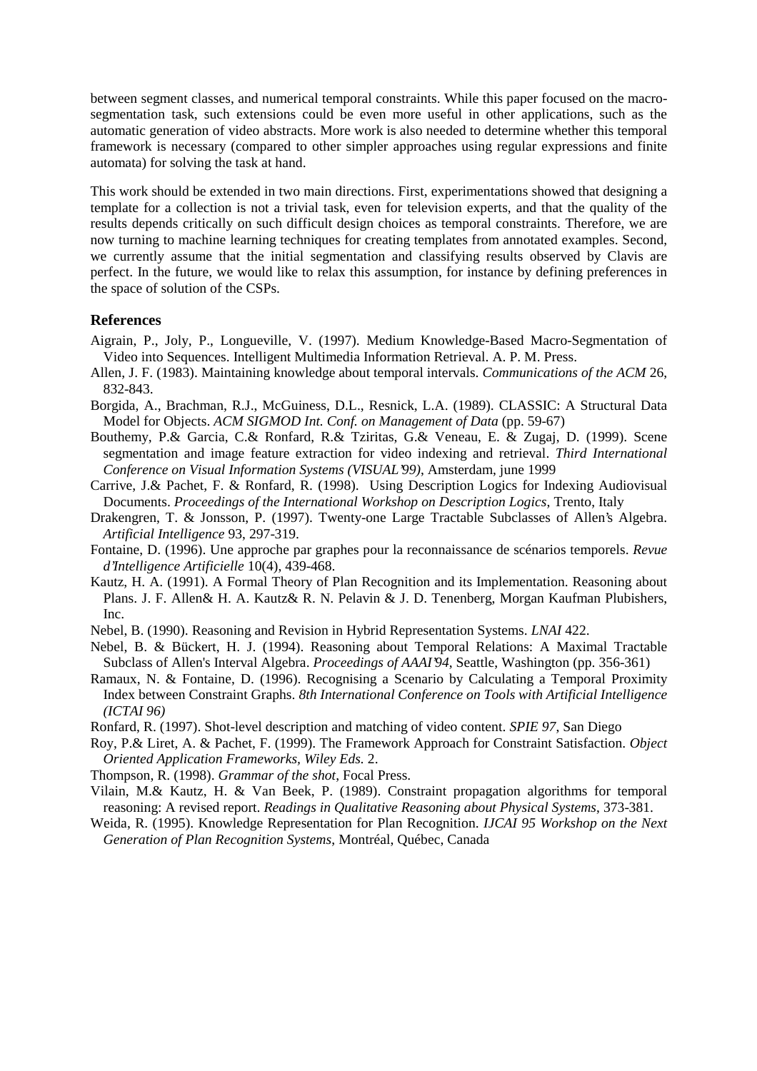between segment classes, and numerical temporal constraints. While this paper focused on the macro-segmentation task, such extensions could be even more useful in other applications, such as the automatic generation of video abstracts. More work is also needed to determine whether this temporal framework is necessary (compared to other simpler approaches using regular expressions and finite automata) for solving the task at hand.

This work should be extended in two main directions. First, experimentations showed that designing a template for a collection is not a trivial task, even for television experts, and that the quality of the results depends critically on such difficult design choices as temporal constraints. Therefore, we are now turning to machine learning techniques for creating templates from annotated examples. Second, we currently assume that the initial segmentation and classifying results observed by Clavis are perfect. In the future, we would like to relax this assumption, for instance by defining preferences in the space of solution of the CSPs.

### References

Aigrain, P., Joly, P., Longueville, V. (1997). Medium Knowledge-Based Macro-Segmentation of Video into Sequences. Intelligent Multimedia Information Retrieval. A. P. M. Press.

Allen, J. F. (1983). Maintaining knowledge about temporal intervals. *Communications of the ACM* 26, 832-843.

Borgida, A., Brachman, R.J., McGuiness, D.L., Resnick, L.A. (1989). CLASSIC: A Structural Data Model for Objects. *ACM SIGMOD Int. Conf. on Management of Data* (pp. 59-67)

Bouthemy, P.& Garcia, C.& Ronfard, R.& Tziritas, G.& Veneau, E. & Zugaj, D. (1999). Scene segmentation and image feature extraction for video indexing and retrieval. *Third International Conference on Visual Information Systems (VISUAL'99)*, Amsterdam, june 1999

Carrive, J.& Pachet, F. & Ronfard, R. (1998). Using Description Logics for Indexing Audiovisual Documents. *Proceedings of the International Workshop on Description Logics*, Trento, Italy

Drakengren, T. & Jonsson, P. (1997). Twenty-one Large Tractable Subclasses of Allen's Algebra. *Artificial Intelligence* 93, 297-319.

Fontaine, D. (1996). Une approche par graphes pour la reconnaissance de scénarios temporels. *Revue d'Intelligence Artificielle* 10(4), 439-468.

Kautz, H. A. (1991). A Formal Theory of Plan Recognition and its Implementation. Reasoning about Plans. J. F. Allen& H. A. Kautz& R. N. Pelavin & J. D. Tenenberg, Morgan Kaufman Plubishers, Inc.

Nebel, B. (1990). Reasoning and Revision in Hybrid Representation Systems. *LNAI* 422.

Nebel, B. & Bückert, H. J. (1994). Reasoning about Temporal Relations: A Maximal Tractable Subclass of Allen's Interval Algebra. *Proceedings of AAAI'94*, Seattle, Washington (pp. 356-361)

Ramaux, N. & Fontaine, D. (1996). Recognising a Scenario by Calculating a Temporal Proximity Index between Constraint Graphs. *8th International Conference on Tools with Artificial Intelligence (ICTAI 96)*

Ronfard, R. (1997). Shot-level description and matching of video content. *SPIE 97*, San Diego

Roy, P.& Liret, A. & Pachet, F. (1999). The Framework Approach for Constraint Satisfaction. *Object Oriented Application Frameworks, Wiley Eds.* 2.

Thompson, R. (1998). *Grammar of the shot*, Focal Press.

Vilain, M.& Kautz, H. & Van Beek, P. (1989). Constraint propagation algorithms for temporal reasoning: A revised report. *Readings in Qualitative Reasoning about Physical Systems*, 373-381.

Weida, R. (1995). Knowledge Representation for Plan Recognition. *IJCAI 95 Workshop on the Next Generation of Plan Recognition Systems*, Montréal, Québec, Canada